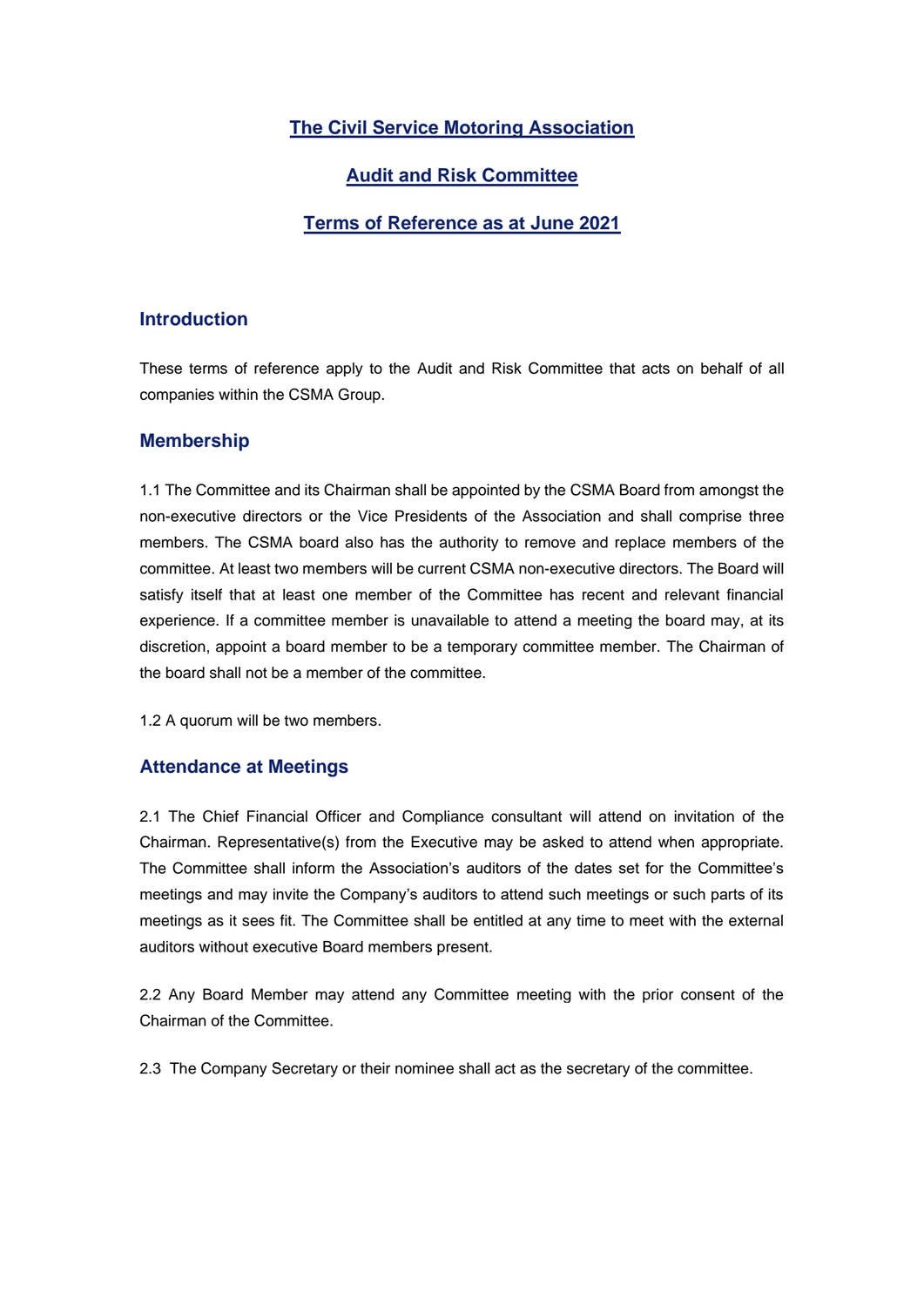# The Civil Service Motoring Association

# Audit and Risk Committee

# Terms of Reference as at June 2021

## Introduction

These terms of reference apply to the Audit and Risk Committee that acts on behalf of all companies within the CSMA Group.

## Membership

1.1 The Committee and its Chairman shall be appointed by the CSMA Board from amongst the non-executive directors or the Vice Presidents of the Association and shall comprise three members. The CSMA board also has the authority to remove and replace members of the committee. At least two members will be current CSMA non-executive directors. The Board will satisfy itself that at least one member of the Committee has recent and relevant financial experience. If a committee member is unavailable to attend a meeting the board may, at its discretion, appoint a board member to be a temporary committee member. The Chairman of the board shall not be a member of the committee.

1.2 A quorum will be two members.

## Attendance at Meetings

2.1 The Chief Financial Officer and Compliance consultant will attend on invitation of the Chairman. Representative(s) from the Executive may be asked to attend when appropriate. The Committee shall inform the Association's auditors of the dates set for the Committee's meetings and may invite the Company's auditors to attend such meetings or such parts of its meetings as it sees fit. The Committee shall be entitled at any time to meet with the external auditors without executive Board members present.

2.2 Any Board Member may attend any Committee meeting with the prior consent of the Chairman of the Committee.

2.3 The Company Secretary or their nominee shall act as the secretary of the committee.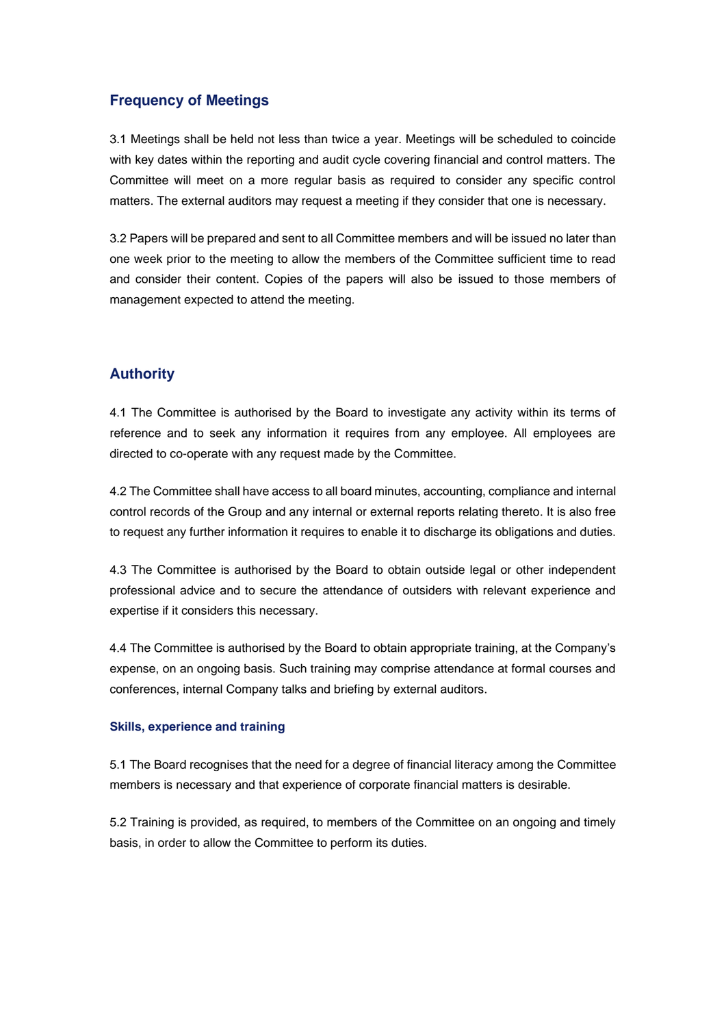## Frequency of Meetings

3.1 Meetings shall be held not less than twice a year. Meetings will be scheduled to coincide with key dates within the reporting and audit cycle covering financial and control matters. The Committee will meet on a more regular basis as required to consider any specific control matters. The external auditors may request a meeting if they consider that one is necessary.

3.2 Papers will be prepared and sent to all Committee members and will be issued no later than one week prior to the meeting to allow the members of the Committee sufficient time to read and consider their content. Copies of the papers will also be issued to those members of management expected to attend the meeting.

## Authority

4.1 The Committee is authorised by the Board to investigate any activity within its terms of reference and to seek any information it requires from any employee. All employees are directed to co-operate with any request made by the Committee.

4.2 The Committee shall have access to all board minutes, accounting, compliance and internal control records of the Group and any internal or external reports relating thereto. It is also free to request any further information it requires to enable it to discharge its obligations and duties.

4.3 The Committee is authorised by the Board to obtain outside legal or other independent professional advice and to secure the attendance of outsiders with relevant experience and expertise if it considers this necessary.

4.4 The Committee is authorised by the Board to obtain appropriate training, at the Company's expense, on an ongoing basis. Such training may comprise attendance at formal courses and conferences, internal Company talks and briefing by external auditors.

### Skills, experience and training

5.1 The Board recognises that the need for a degree of financial literacy among the Committee members is necessary and that experience of corporate financial matters is desirable.

5.2 Training is provided, as required, to members of the Committee on an ongoing and timely basis, in order to allow the Committee to perform its duties.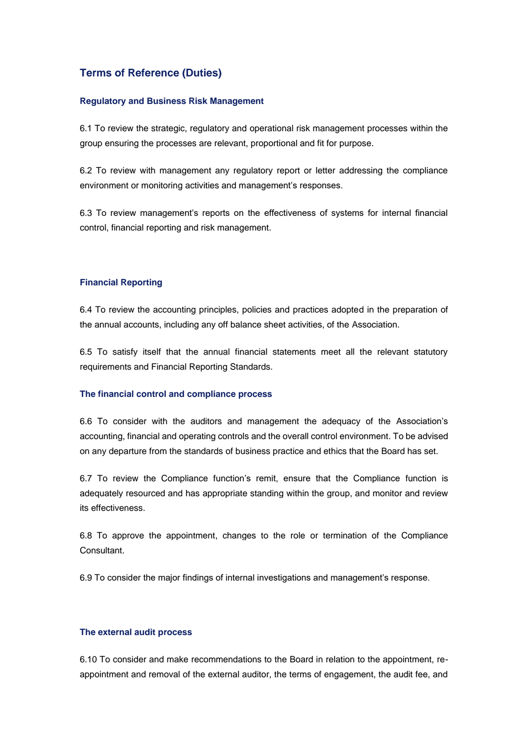## Terms of Reference (Duties)

### Regulatory and Business Risk Management

6.1 To review the strategic, regulatory and operational risk management processes within the group ensuring the processes are relevant, proportional and fit for purpose.

6.2 To review with management any regulatory report or letter addressing the compliance environment or monitoring activities and management's responses.

6.3 To review management's reports on the effectiveness of systems for internal financial control, financial reporting and risk management.

### Financial Reporting

6.4 To review the accounting principles, policies and practices adopted in the preparation of the annual accounts, including any off balance sheet activities, of the Association.

6.5 To satisfy itself that the annual financial statements meet all the relevant statutory requirements and Financial Reporting Standards.

### The financial control and compliance process

6.6 To consider with the auditors and management the adequacy of the Association's accounting, financial and operating controls and the overall control environment. To be advised on any departure from the standards of business practice and ethics that the Board has set.

6.7 To review the Compliance function's remit, ensure that the Compliance function is adequately resourced and has appropriate standing within the group, and monitor and review its effectiveness.

6.8 To approve the appointment, changes to the role or termination of the Compliance Consultant.

6.9 To consider the major findings of internal investigations and management's response.

### The external audit process

6.10 To consider and make recommendations to the Board in relation to the appointment, re-appointment and removal of the external auditor, the terms of engagement, the audit fee, and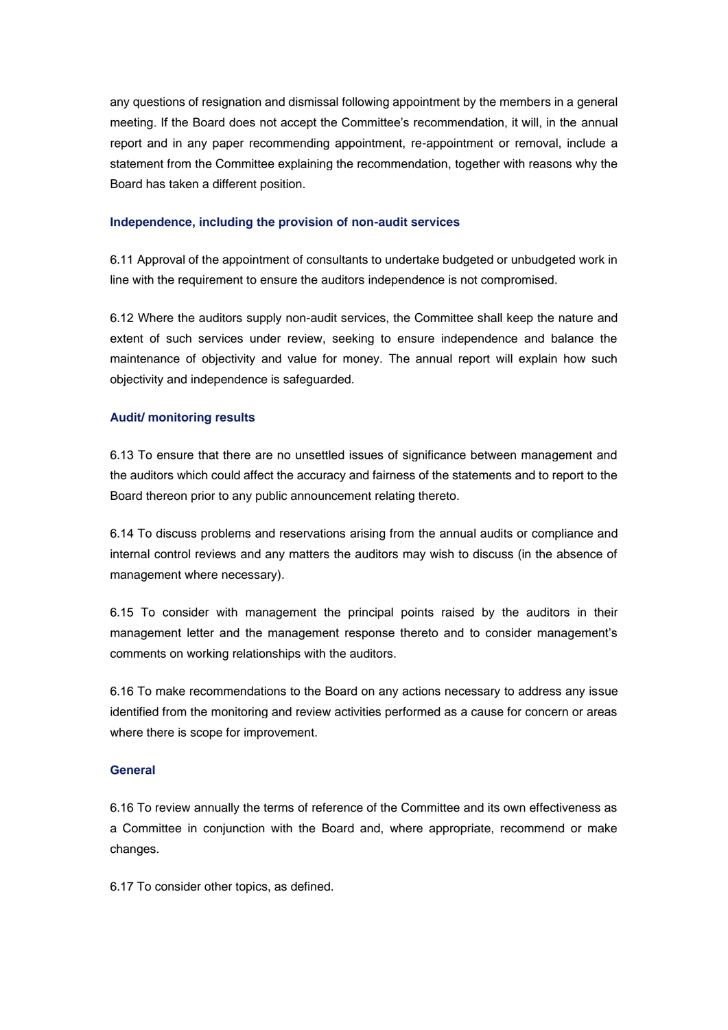any questions of resignation and dismissal following appointment by the members in a general meeting. If the Board does not accept the Committee's recommendation, it will, in the annual report and in any paper recommending appointment, re-appointment or removal, include a statement from the Committee explaining the recommendation, together with reasons why the Board has taken a different position.

### Independence, including the provision of non-audit services

6.11 Approval of the appointment of consultants to undertake budgeted or unbudgeted work in line with the requirement to ensure the auditors independence is not compromised.

6.12 Where the auditors supply non-audit services, the Committee shall keep the nature and extent of such services under review, seeking to ensure independence and balance the maintenance of objectivity and value for money. The annual report will explain how such objectivity and independence is safeguarded.

### Audit/ monitoring results

6.13 To ensure that there are no unsettled issues of significance between management and the auditors which could affect the accuracy and fairness of the statements and to report to the Board thereon prior to any public announcement relating thereto.

6.14 To discuss problems and reservations arising from the annual audits or compliance and internal control reviews and any matters the auditors may wish to discuss (in the absence of management where necessary).

6.15 To consider with management the principal points raised by the auditors in their management letter and the management response thereto and to consider management's comments on working relationships with the auditors.

6.16 To make recommendations to the Board on any actions necessary to address any issue identified from the monitoring and review activities performed as a cause for concern or areas where there is scope for improvement.

### General

6.16 To review annually the terms of reference of the Committee and its own effectiveness as a Committee in conjunction with the Board and, where appropriate, recommend or make changes.

6.17 To consider other topics, as defined.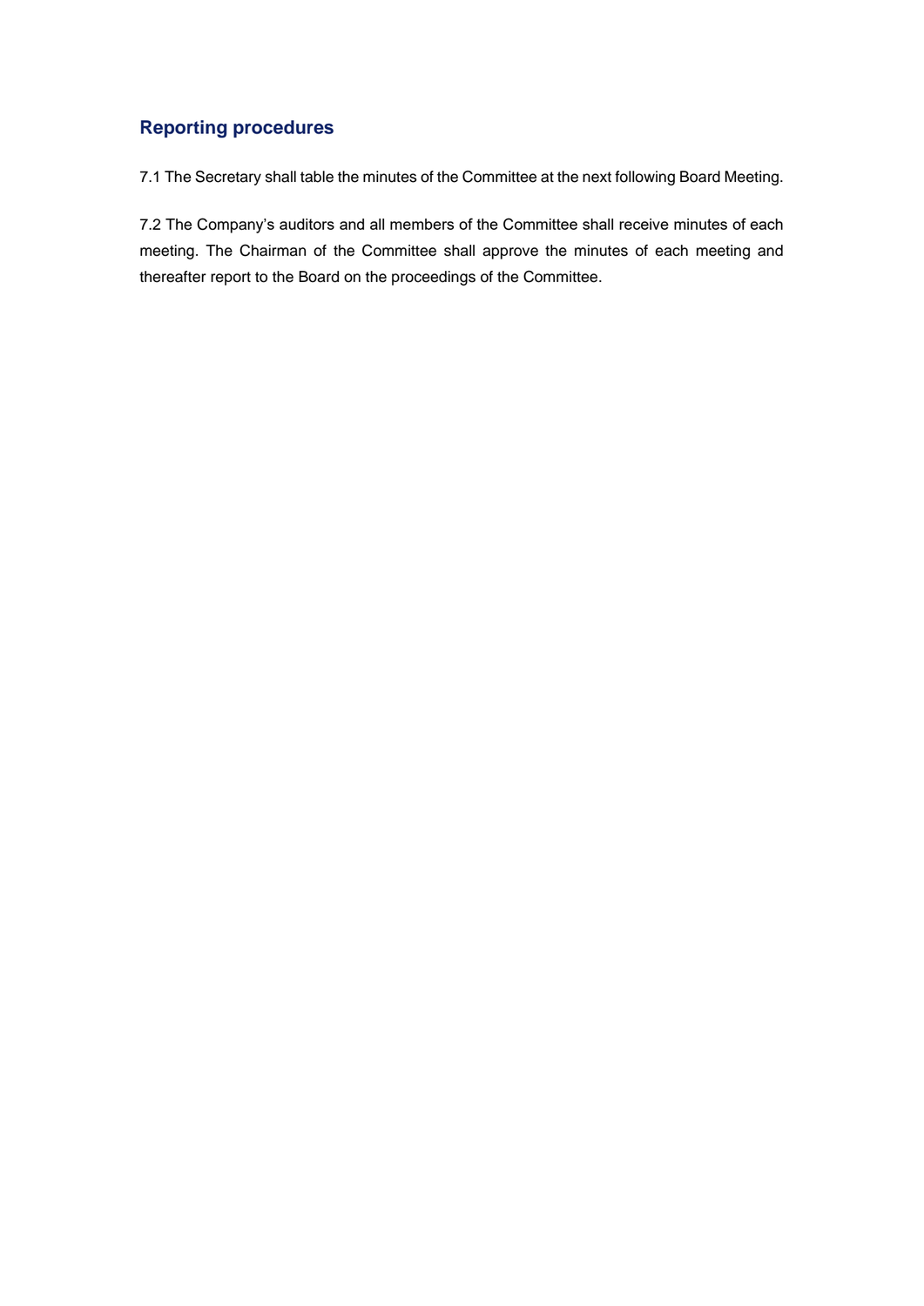## Reporting procedures

7.1 The Secretary shall table the minutes of the Committee at the next following Board Meeting.

7.2 The Company's auditors and all members of the Committee shall receive minutes of each meeting. The Chairman of the Committee shall approve the minutes of each meeting and thereafter report to the Board on the proceedings of the Committee.